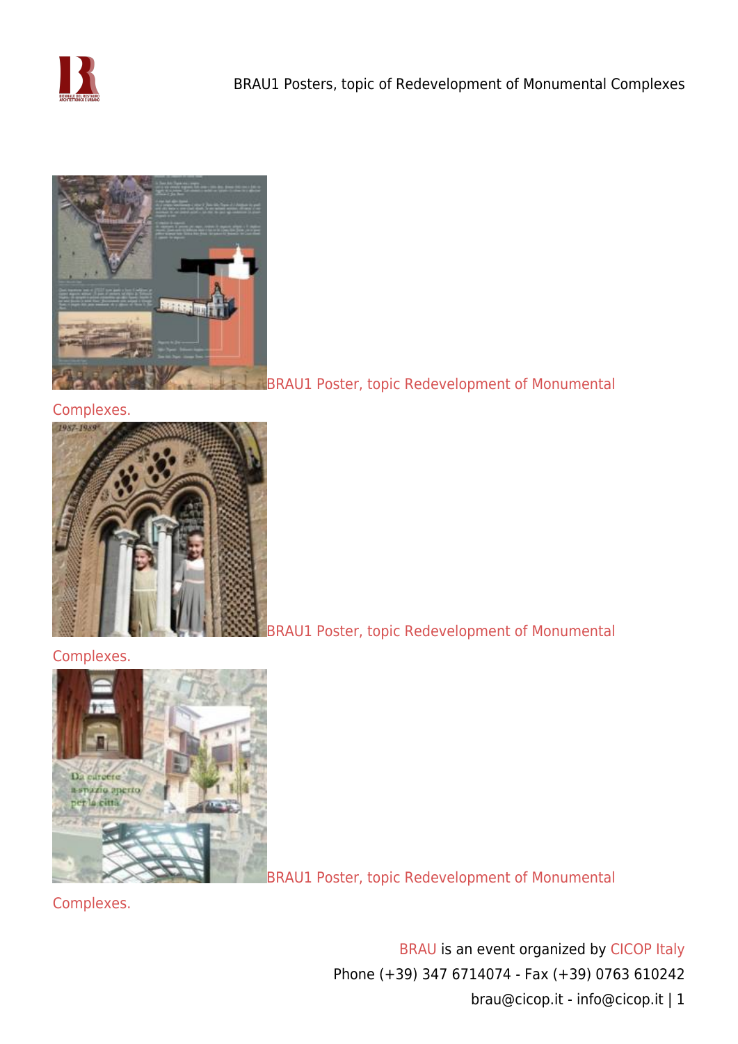# BRAU1 Posters, topic of Redevelopment of Monumental Complexes

BRAU1 Poster, topic Redevelopment of Monumental Complexes.

BRAU1 Poster, topic Redevelopment of Monumental Complexes.

BRAU1 Poster, topic Redevelopment of Monumental Complexes.

BRAU is an event organized by CICOP Italy
Phone (+39) 347 6714074 - Fax (+39) 0763 610242
brau@cicop.it - info@cicop.it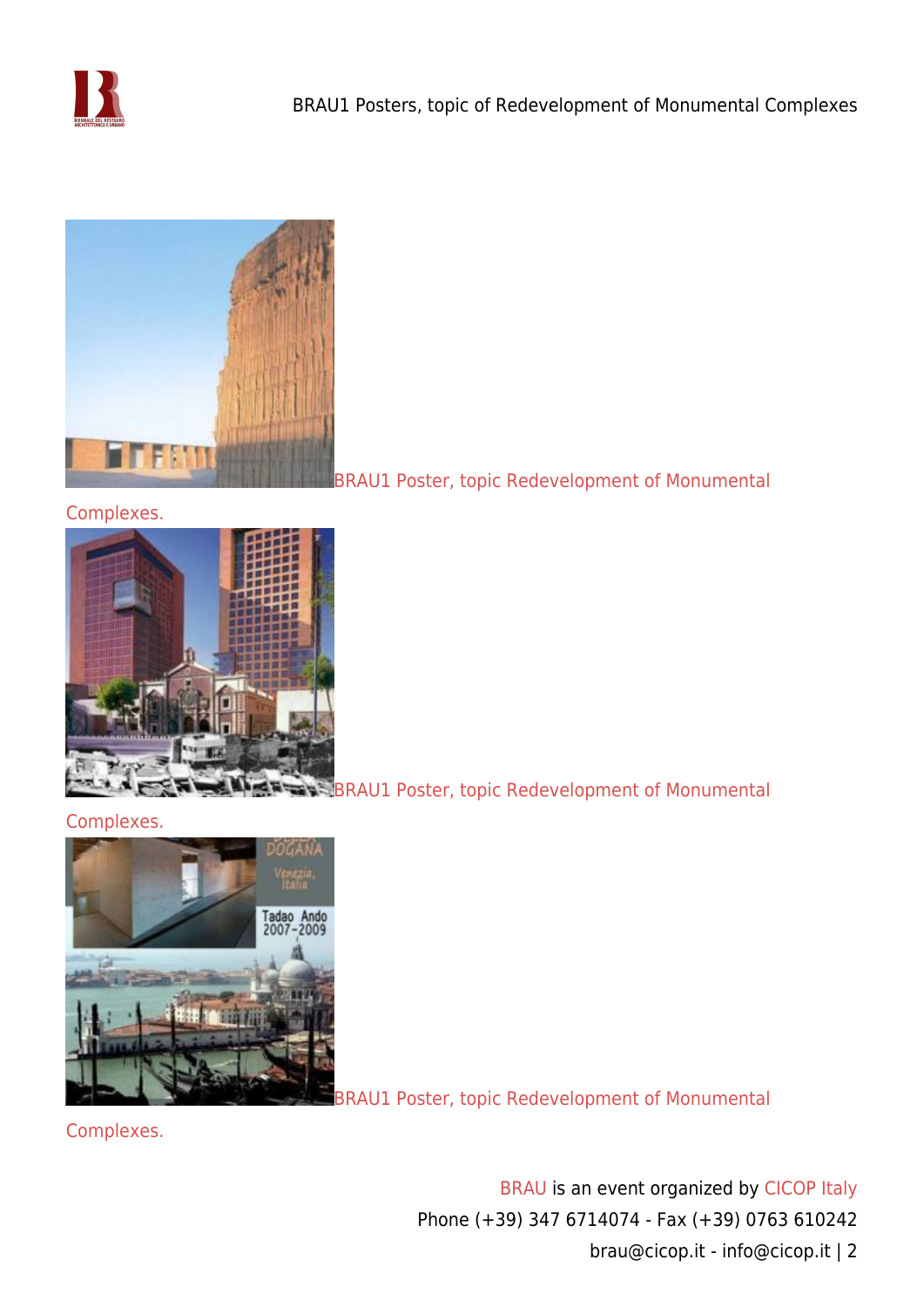BRAU1 Poster, topic Redevelopment of Monumental Complexes.

BRAU1 Poster, topic Redevelopment of Monumental Complexes.

BRAU1 Poster, topic Redevelopment of Monumental Complexes.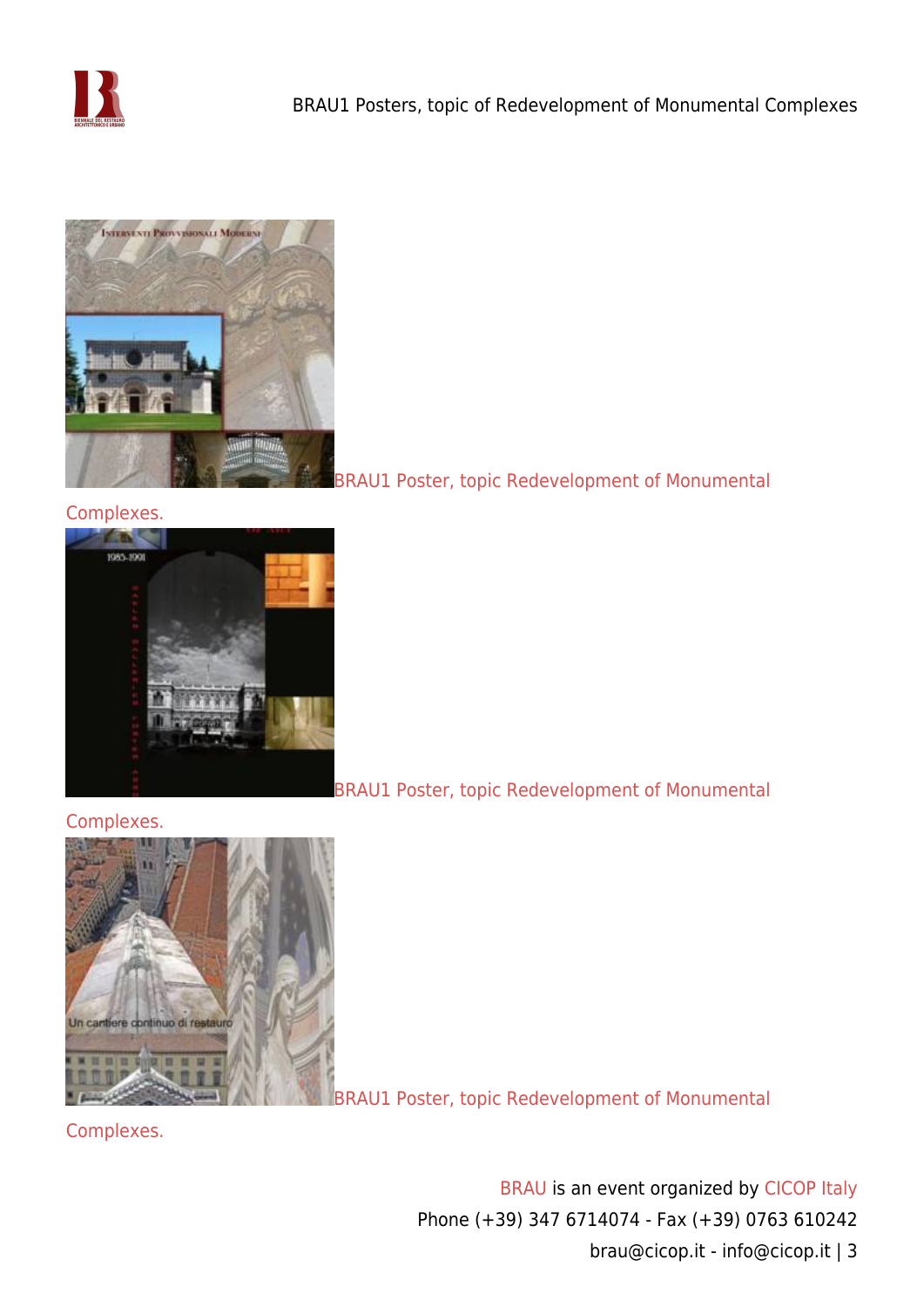BRAU1 Poster, topic Redevelopment of Monumental Complexes.

BRAU1 Poster, topic Redevelopment of Monumental Complexes.

BRAU1 Poster, topic Redevelopment of Monumental Complexes.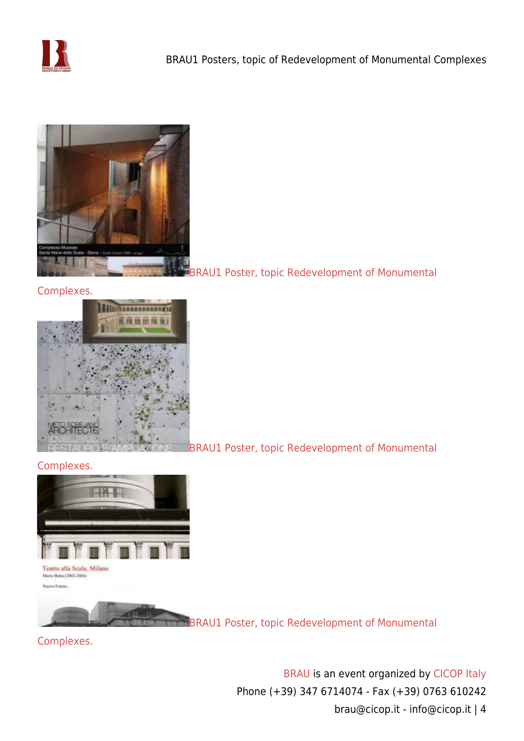BRAU1 Poster, topic Redevelopment of Monumental Complexes.

BRAU1 Poster, topic Redevelopment of Monumental Complexes.

BRAU1 Poster, topic Redevelopment of Monumental Complexes.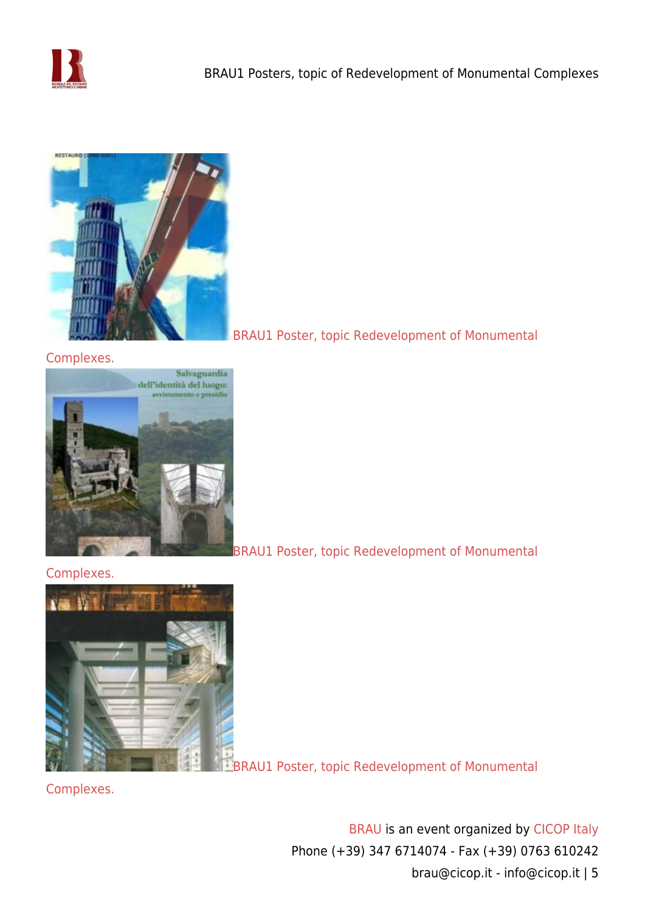BRAU1 Poster, topic Redevelopment of Monumental Complexes.

BRAU1 Poster, topic Redevelopment of Monumental Complexes.

BRAU1 Poster, topic Redevelopment of Monumental Complexes.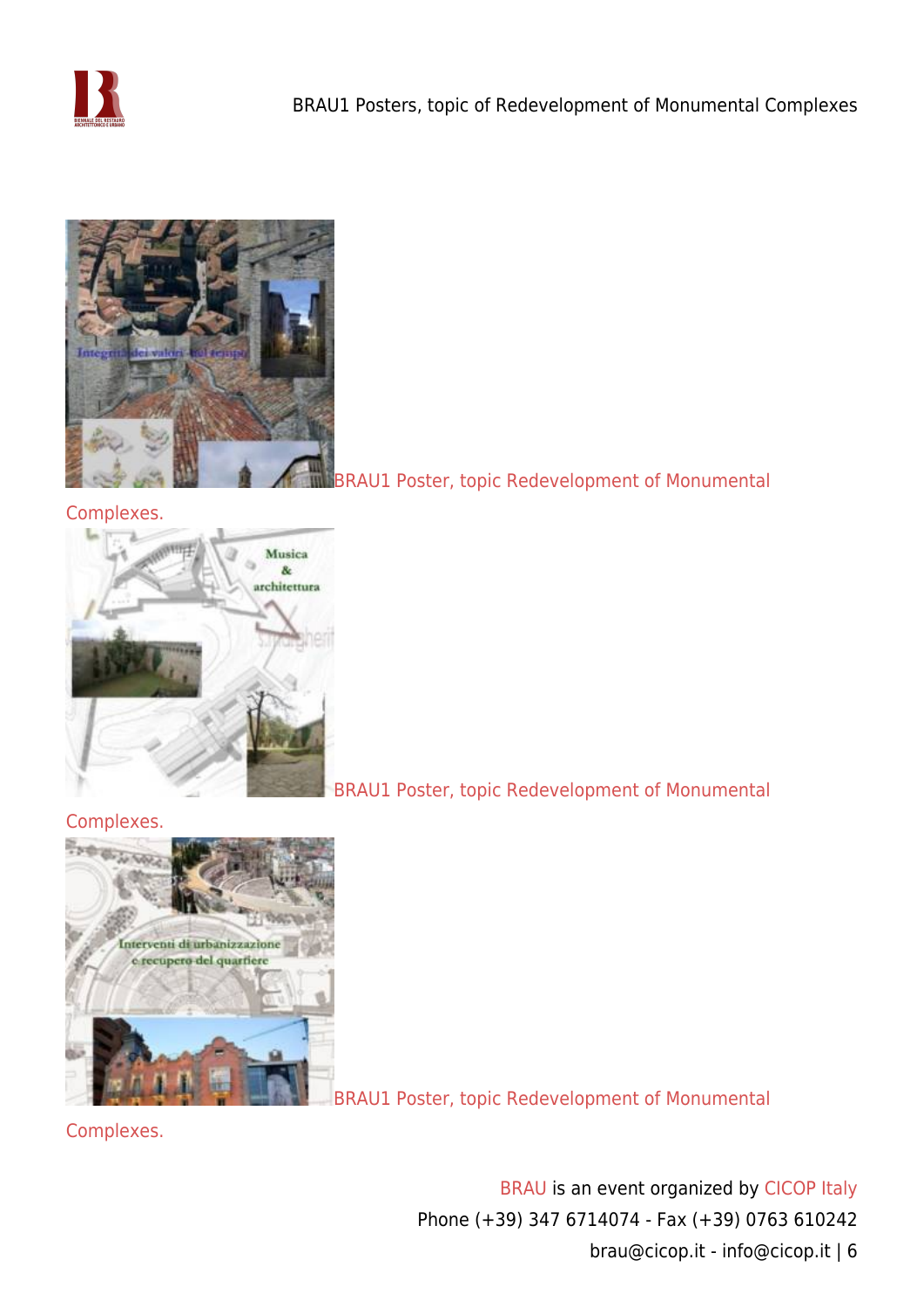BRAU1 Poster, topic Redevelopment of Monumental Complexes.

BRAU1 Poster, topic Redevelopment of Monumental Complexes.

BRAU1 Poster, topic Redevelopment of Monumental Complexes.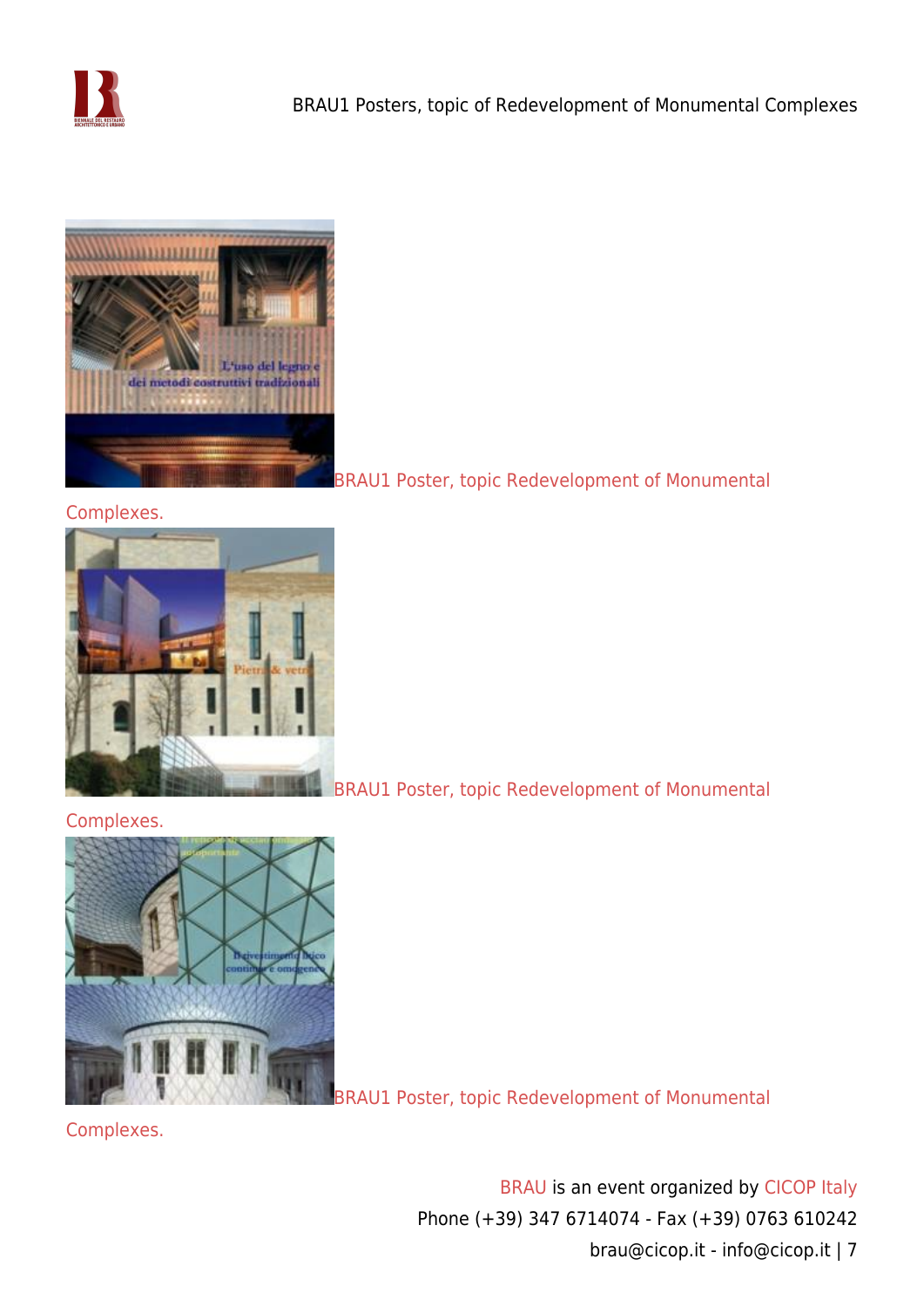BRAU1 Poster, topic Redevelopment of Monumental Complexes.

BRAU1 Poster, topic Redevelopment of Monumental Complexes.

BRAU1 Poster, topic Redevelopment of Monumental Complexes.

BRAU is an event organized by CICOP Italy
Phone (+39) 347 6714074 - Fax (+39) 0763 610242
brau@cicop.it - info@cicop.it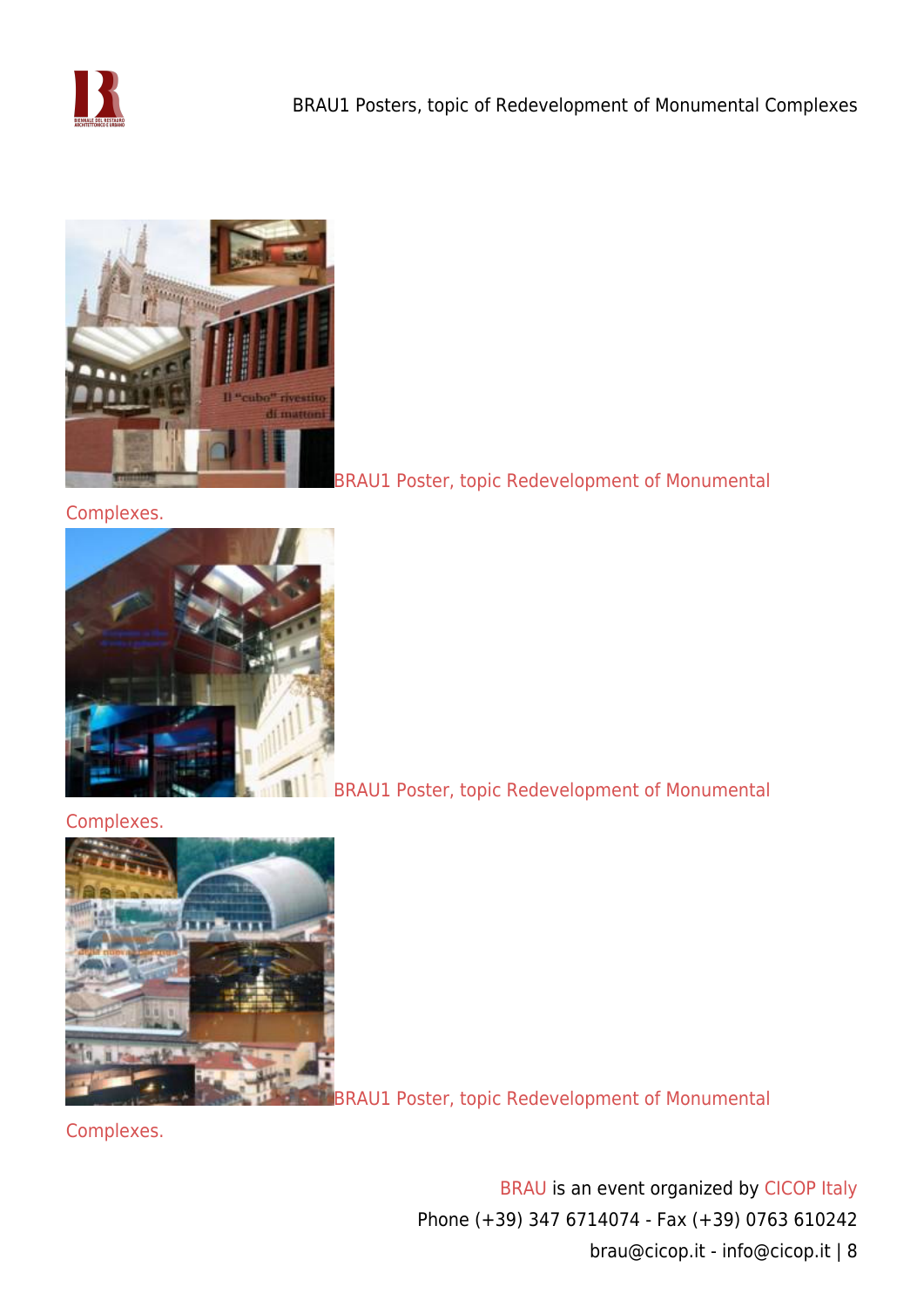BRAU1 Poster, topic Redevelopment of Monumental Complexes.

BRAU1 Poster, topic Redevelopment of Monumental Complexes.

BRAU1 Poster, topic Redevelopment of Monumental Complexes.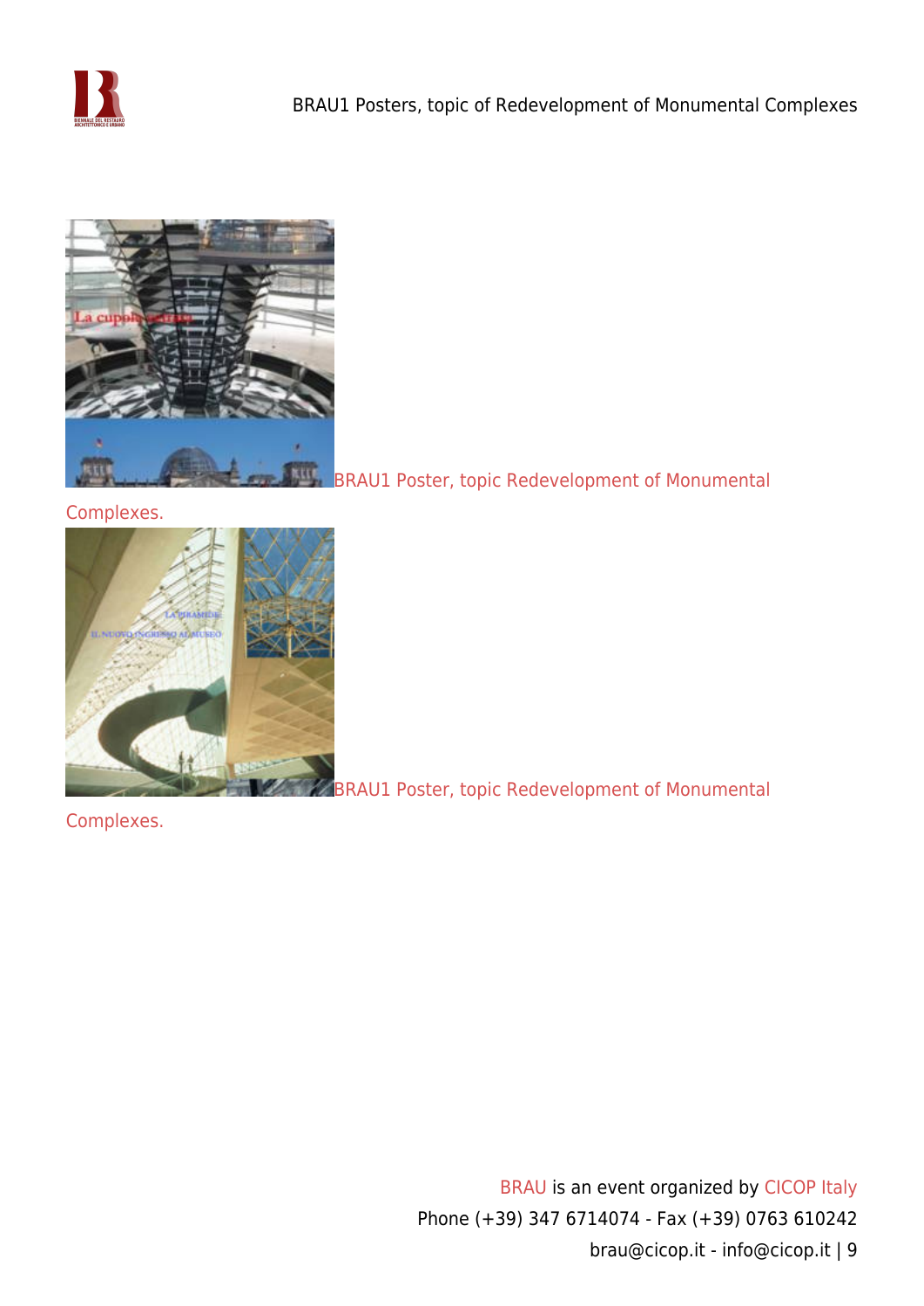BRAU1 Poster, topic Redevelopment of Monumental Complexes.

BRAU1 Poster, topic Redevelopment of Monumental Complexes.